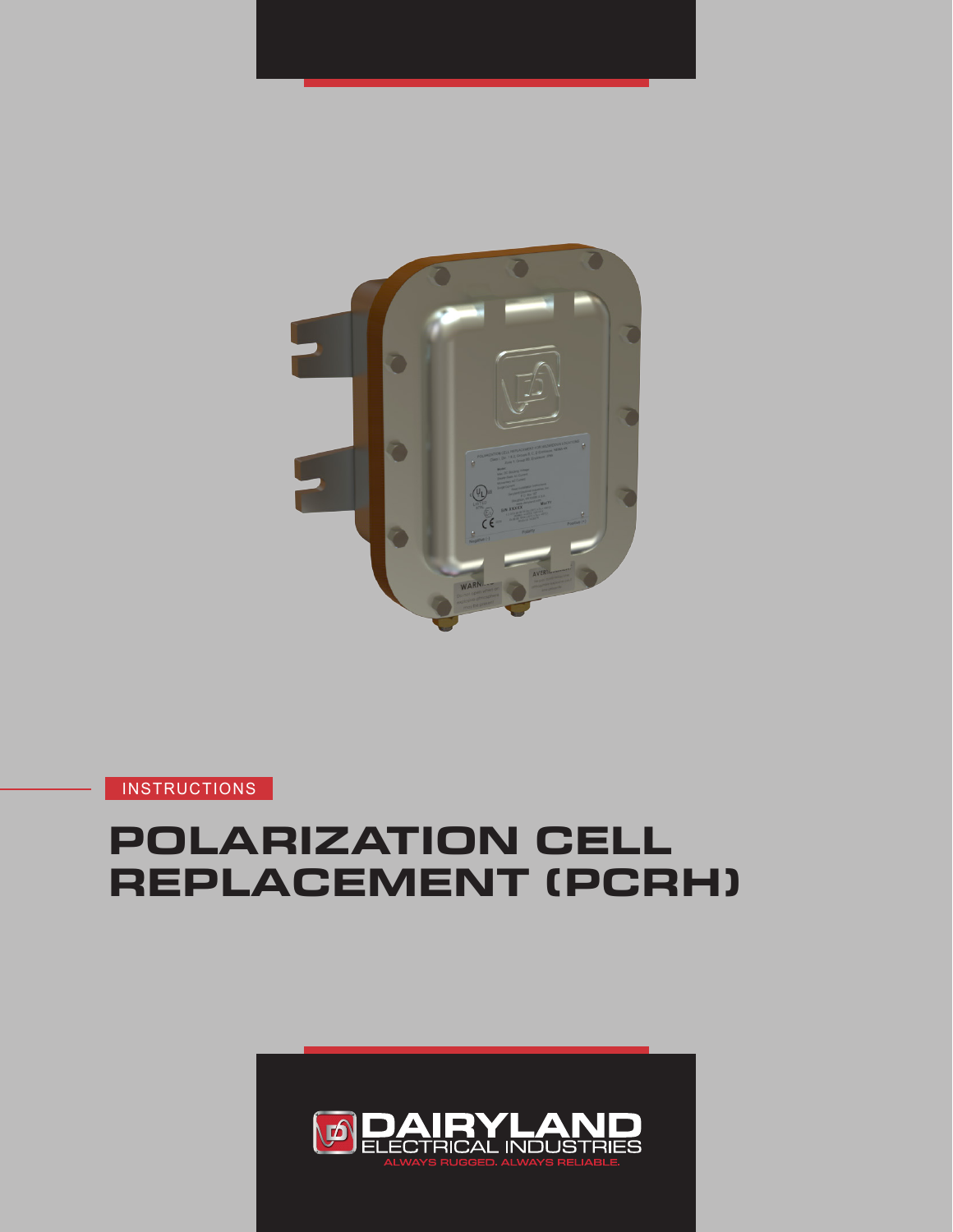INSTRUCTIONS

# POLARIZATION CELL REPLACEMENT (PCRH)

DAIRYLAND ELECTRICAL INDUSTRIES

ALWAYS RUGGED. ALWAYS RELIABLE.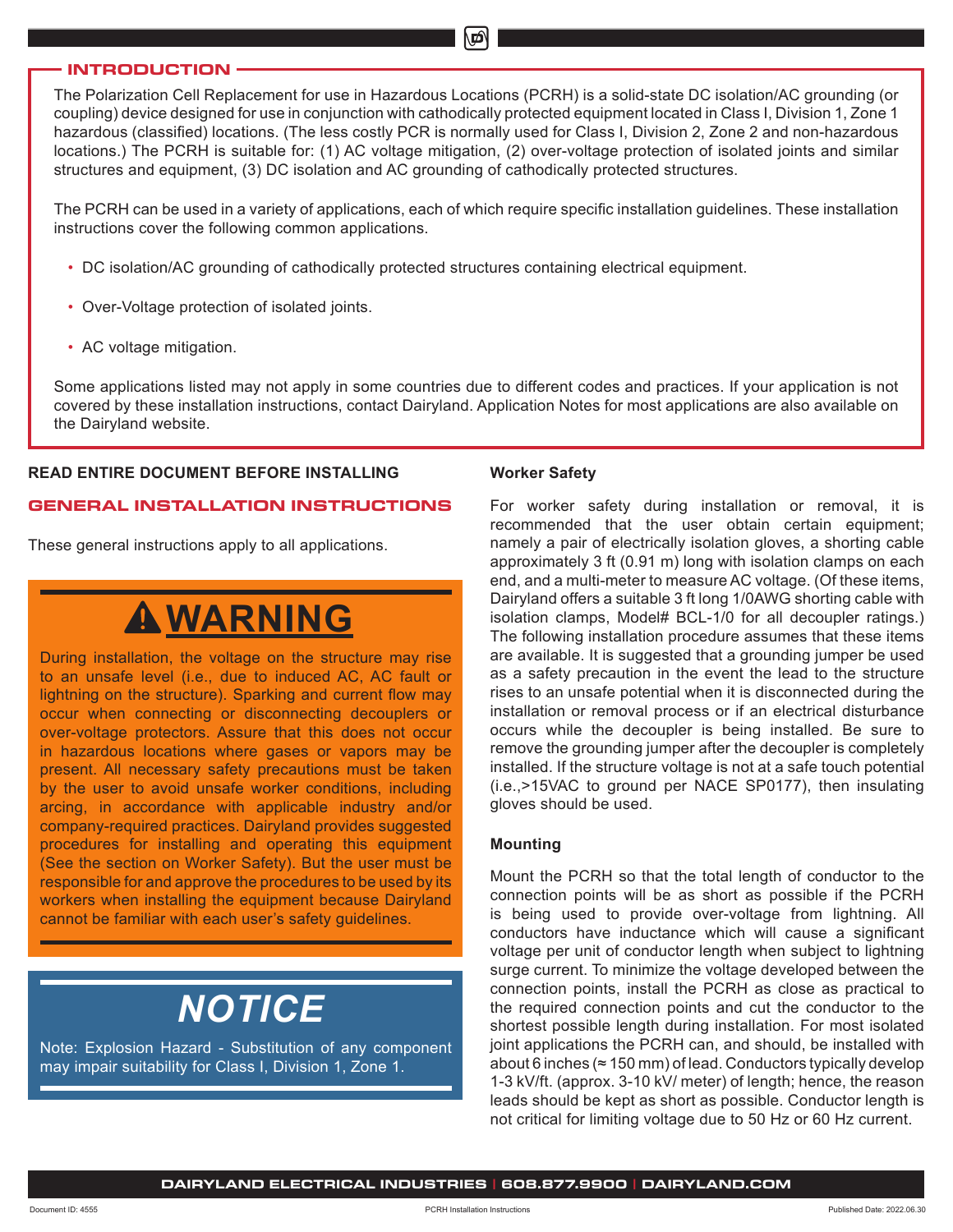## INTRODUCTION

The Polarization Cell Replacement for use in Hazardous Locations (PCRH) is a solid-state DC isolation/AC grounding (or coupling) device designed for use in conjunction with cathodically protected equipment located in Class I, Division 1, Zone 1 hazardous (classified) locations. (The less costly PCR is normally used for Class I, Division 2, Zone 2 and non-hazardous locations.) The PCRH is suitable for: (1) AC voltage mitigation, (2) over-voltage protection of isolated joints and similar structures and equipment, (3) DC isolation and AC grounding of cathodically protected structures.

The PCRH can be used in a variety of applications, each of which require specific installation guidelines. These installation instructions cover the following common applications.

- DC isolation/AC grounding of cathodically protected structures containing electrical equipment.
- Over-Voltage protection of isolated joints.
- AC voltage mitigation.

Some applications listed may not apply in some countries due to different codes and practices. If your application is not covered by these installation instructions, contact Dairyland. Application Notes for most applications are also available on the Dairyland website.

**READ ENTIRE DOCUMENT BEFORE INSTALLING**

## GENERAL INSTALLATION INSTRUCTIONS

These general instructions apply to all applications.

### ⚠ WARNING

During installation, the voltage on the structure may rise to an unsafe level (i.e., due to induced AC, AC fault or lightning on the structure). Sparking and current flow may occur when connecting or disconnecting decouplers or over-voltage protectors. Assure that this does not occur in hazardous locations where gases or vapors may be present. All necessary safety precautions must be taken by the user to avoid unsafe worker conditions, including arcing, in accordance with applicable industry and/or company-required practices. Dairyland provides suggested procedures for installing and operating this equipment (See the section on Worker Safety). But the user must be responsible for and approve the procedures to be used by its workers when installing the equipment because Dairyland cannot be familiar with each user's safety guidelines.

### NOTICE

Note: Explosion Hazard - Substitution of any component may impair suitability for Class I, Division 1, Zone 1.

### Worker Safety

For worker safety during installation or removal, it is recommended that the user obtain certain equipment; namely a pair of electrically isolation gloves, a shorting cable approximately 3 ft (0.91 m) long with isolation clamps on each end, and a multi-meter to measure AC voltage. (Of these items, Dairyland offers a suitable 3 ft long 1/0AWG shorting cable with isolation clamps, Model# BCL-1/0 for all decoupler ratings.) The following installation procedure assumes that these items are available. It is suggested that a grounding jumper be used as a safety precaution in the event the lead to the structure rises to an unsafe potential when it is disconnected during the installation or removal process or if an electrical disturbance occurs while the decoupler is being installed. Be sure to remove the grounding jumper after the decoupler is completely installed. If the structure voltage is not at a safe touch potential (i.e.,>15VAC to ground per NACE SP0177), then insulating gloves should be used.

### Mounting

Mount the PCRH so that the total length of conductor to the connection points will be as short as possible if the PCRH is being used to provide over-voltage from lightning. All conductors have inductance which will cause a significant voltage per unit of conductor length when subject to lightning surge current. To minimize the voltage developed between the connection points, install the PCRH as close as practical to the required connection points and cut the conductor to the shortest possible length during installation. For most isolated joint applications the PCRH can, and should, be installed with about 6 inches (≈ 150 mm) of lead. Conductors typically develop 1-3 kV/ft. (approx. 3-10 kV/ meter) of length; hence, the reason leads should be kept as short as possible. Conductor length is not critical for limiting voltage due to 50 Hz or 60 Hz current.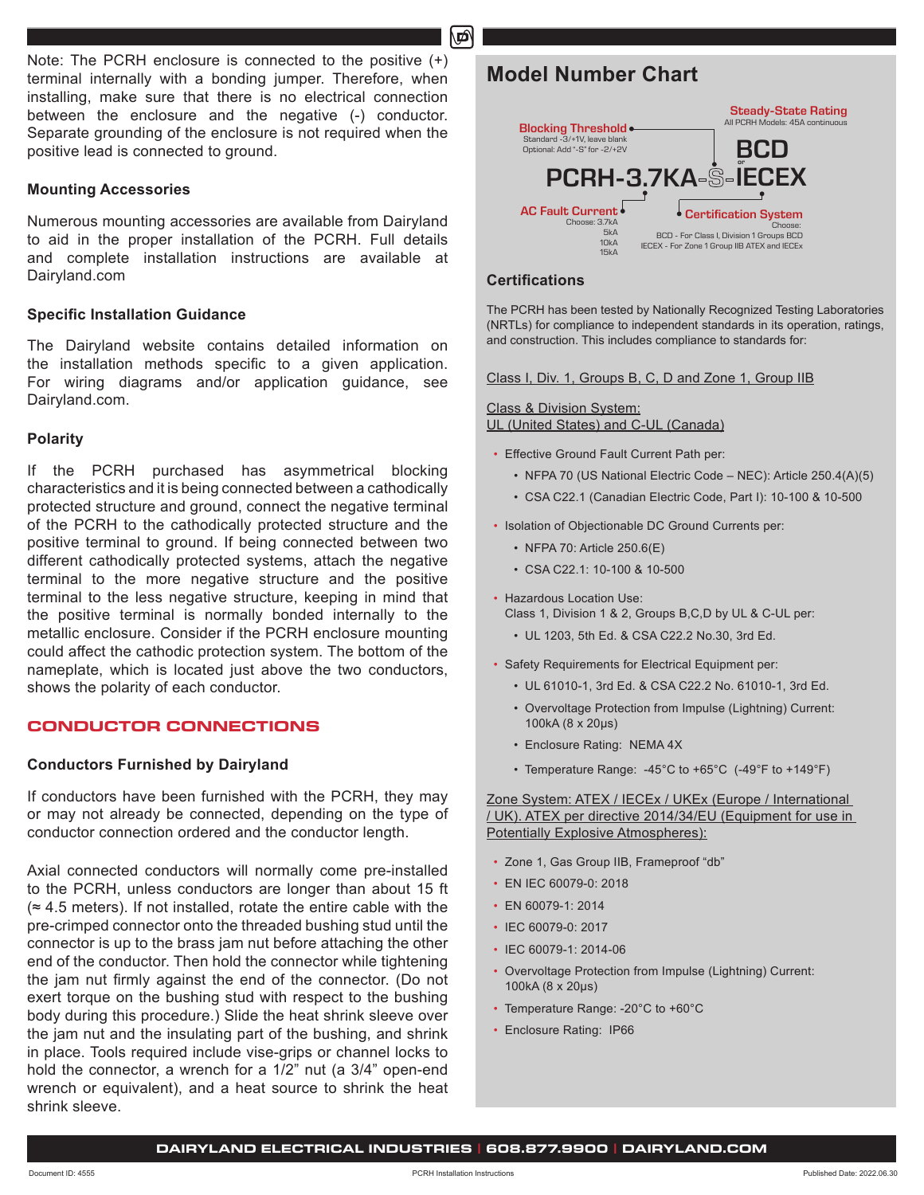Note: The PCRH enclosure is connected to the positive (+) terminal internally with a bonding jumper. Therefore, when installing, make sure that there is no electrical connection between the enclosure and the negative (-) conductor. Separate grounding of the enclosure is not required when the positive lead is connected to ground.

### Mounting Accessories

Numerous mounting accessories are available from Dairyland to aid in the proper installation of the PCRH. Full details and complete installation instructions are available at Dairyland.com

### Specific Installation Guidance

The Dairyland website contains detailed information on the installation methods specific to a given application. For wiring diagrams and/or application guidance, see Dairyland.com.

### Polarity

If the PCRH purchased has asymmetrical blocking characteristics and it is being connected between a cathodically protected structure and ground, connect the negative terminal of the PCRH to the cathodically protected structure and the positive terminal to ground. If being connected between two different cathodically protected systems, attach the negative terminal to the more negative structure and the positive terminal to the less negative structure, keeping in mind that the positive terminal is normally bonded internally to the metallic enclosure. Consider if the PCRH enclosure mounting could affect the cathodic protection system. The bottom of the nameplate, which is located just above the two conductors, shows the polarity of each conductor.

## CONDUCTOR CONNECTIONS

### Conductors Furnished by Dairyland

If conductors have been furnished with the PCRH, they may or may not already be connected, depending on the type of conductor connection ordered and the conductor length.

Axial connected conductors will normally come pre-installed to the PCRH, unless conductors are longer than about 15 ft (≈ 4.5 meters). If not installed, rotate the entire cable with the pre-crimped connector onto the threaded bushing stud until the connector is up to the brass jam nut before attaching the other end of the conductor. Then hold the connector while tightening the jam nut firmly against the end of the connector. (Do not exert torque on the bushing stud with respect to the bushing body during this procedure.) Slide the heat shrink sleeve over the jam nut and the insulating part of the bushing, and shrink in place. Tools required include vise-grips or channel locks to hold the connector, a wrench for a 1/2" nut (a 3/4" open-end wrench or equivalent), and a heat source to shrink the heat shrink sleeve.

## Model Number Chart

**PCRH-3.7KA-S-IECEX** (or **BCD**)

- **Blocking Threshold**: Standard -3/+1V, leave blank. Optional: Add "-S" for -2/+2V
- **AC Fault Current**: Choose: 3.7kA, 5kA, 10kA, 15kA
- **Steady-State Rating**: All PCRH Models: 45A continuous
- **Certification System**: Choose: BCD - For Class I, Division 1 Groups BCD; IECEX - For Zone 1 Group IIB ATEX and IECEx

### Certifications

The PCRH has been tested by Nationally Recognized Testing Laboratories (NRTLs) for compliance to independent standards in its operation, ratings, and construction. This includes compliance to standards for:

Class I, Div. 1, Groups B, C, D and Zone 1, Group IIB

Class & Division System:
UL (United States) and C-UL (Canada)

- Effective Ground Fault Current Path per:
  - NFPA 70 (US National Electric Code – NEC): Article 250.4(A)(5)
  - CSA C22.1 (Canadian Electric Code, Part I): 10-100 & 10-500
- Isolation of Objectionable DC Ground Currents per:
  - NFPA 70: Article 250.6(E)
  - CSA C22.1: 10-100 & 10-500
- Hazardous Location Use:
  Class 1, Division 1 & 2, Groups B,C,D by UL & C-UL per:
  - UL 1203, 5th Ed. & CSA C22.2 No.30, 3rd Ed.
- Safety Requirements for Electrical Equipment per:
  - UL 61010-1, 3rd Ed. & CSA C22.2 No. 61010-1, 3rd Ed.
  - Overvoltage Protection from Impulse (Lightning) Current: 100kA (8 x 20µs)
  - Enclosure Rating: NEMA 4X
  - Temperature Range: -45°C to +65°C (-49°F to +149°F)

Zone System: ATEX / IECEx / UKEx (Europe / International / UK). ATEX per directive 2014/34/EU (Equipment for use in Potentially Explosive Atmospheres):

- Zone 1, Gas Group IIB, Frameproof "db"
- EN IEC 60079-0: 2018
- EN 60079-1: 2014
- IEC 60079-0: 2017
- IEC 60079-1: 2014-06
- Overvoltage Protection from Impulse (Lightning) Current: 100kA (8 x 20µs)
- Temperature Range: -20°C to +60°C
- Enclosure Rating: IP66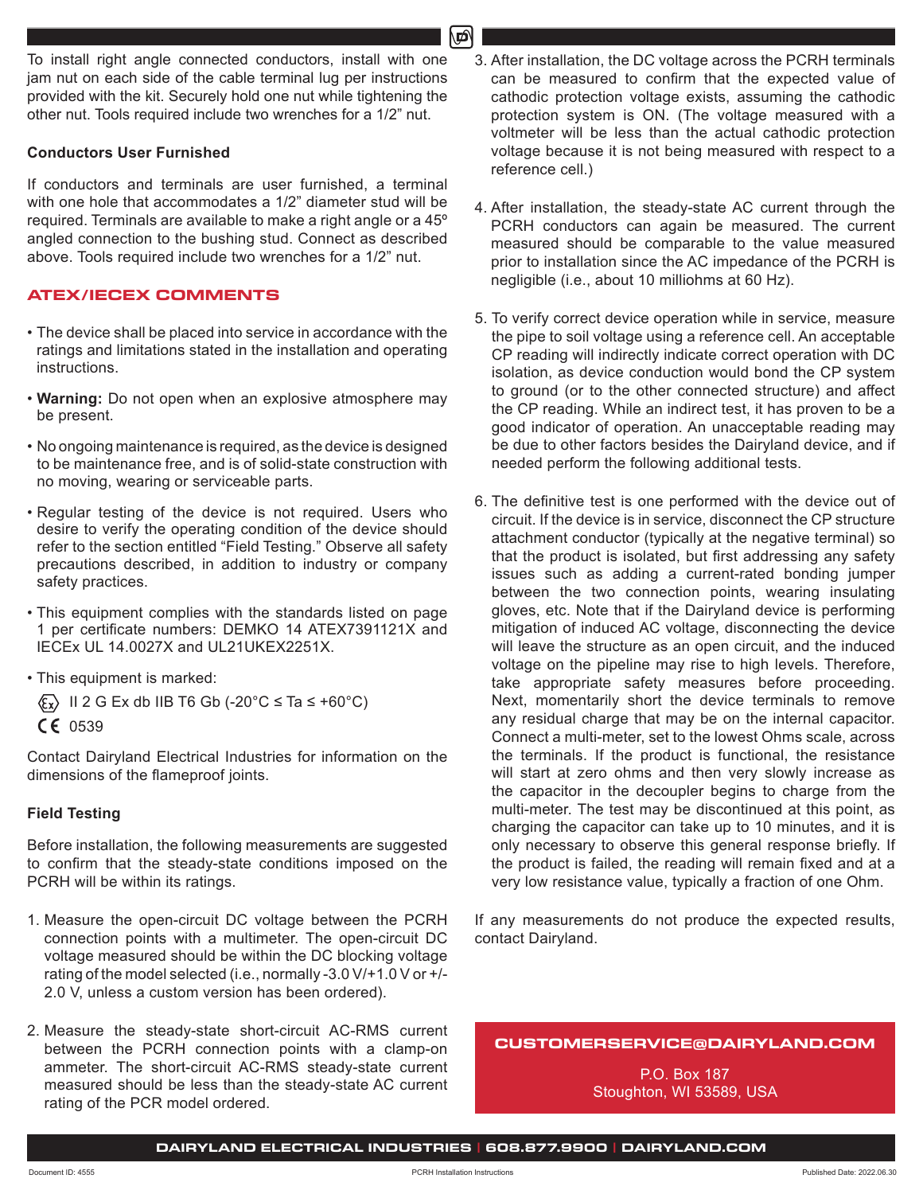To install right angle connected conductors, install with one jam nut on each side of the cable terminal lug per instructions provided with the kit. Securely hold one nut while tightening the other nut. Tools required include two wrenches for a 1/2" nut.

### Conductors User Furnished

If conductors and terminals are user furnished, a terminal with one hole that accommodates a 1/2" diameter stud will be required. Terminals are available to make a right angle or a 45º angled connection to the bushing stud. Connect as described above. Tools required include two wrenches for a 1/2" nut.

## ATEX/IECEX COMMENTS

- The device shall be placed into service in accordance with the ratings and limitations stated in the installation and operating instructions.
- **Warning:** Do not open when an explosive atmosphere may be present.
- No ongoing maintenance is required, as the device is designed to be maintenance free, and is of solid-state construction with no moving, wearing or serviceable parts.
- Regular testing of the device is not required. Users who desire to verify the operating condition of the device should refer to the section entitled "Field Testing." Observe all safety precautions described, in addition to industry or company safety practices.
- This equipment complies with the standards listed on page 1 per certificate numbers: DEMKO 14 ATEX7391121X and IECEx UL 14.0027X and UL21UKEX2251X.
- This equipment is marked:

  Ex II 2 G Ex db IIB T6 Gb (-20°C ≤ Ta ≤ +60°C)

  CE 0539

Contact Dairyland Electrical Industries for information on the dimensions of the flameproof joints.

### Field Testing

Before installation, the following measurements are suggested to confirm that the steady-state conditions imposed on the PCRH will be within its ratings.

1. Measure the open-circuit DC voltage between the PCRH connection points with a multimeter. The open-circuit DC voltage measured should be within the DC blocking voltage rating of the model selected (i.e., normally -3.0 V/+1.0 V or +/- 2.0 V, unless a custom version has been ordered).
2. Measure the steady-state short-circuit AC-RMS current between the PCRH connection points with a clamp-on ammeter. The short-circuit AC-RMS steady-state current measured should be less than the steady-state AC current rating of the PCR model ordered.
3. After installation, the DC voltage across the PCRH terminals can be measured to confirm that the expected value of cathodic protection voltage exists, assuming the cathodic protection system is ON. (The voltage measured with a voltmeter will be less than the actual cathodic protection voltage because it is not being measured with respect to a reference cell.)
4. After installation, the steady-state AC current through the PCRH conductors can again be measured. The current measured should be comparable to the value measured prior to installation since the AC impedance of the PCRH is negligible (i.e., about 10 milliohms at 60 Hz).
5. To verify correct device operation while in service, measure the pipe to soil voltage using a reference cell. An acceptable CP reading will indirectly indicate correct operation with DC isolation, as device conduction would bond the CP system to ground (or to the other connected structure) and affect the CP reading. While an indirect test, it has proven to be a good indicator of operation. An unacceptable reading may be due to other factors besides the Dairyland device, and if needed perform the following additional tests.
6. The definitive test is one performed with the device out of circuit. If the device is in service, disconnect the CP structure attachment conductor (typically at the negative terminal) so that the product is isolated, but first addressing any safety issues such as adding a current-rated bonding jumper between the two connection points, wearing insulating gloves, etc. Note that if the Dairyland device is performing mitigation of induced AC voltage, disconnecting the device will leave the structure as an open circuit, and the induced voltage on the pipeline may rise to high levels. Therefore, take appropriate safety measures before proceeding. Next, momentarily short the device terminals to remove any residual charge that may be on the internal capacitor. Connect a multi-meter, set to the lowest Ohms scale, across the terminals. If the product is functional, the resistance will start at zero ohms and then very slowly increase as the capacitor in the decoupler begins to charge from the multi-meter. The test may be discontinued at this point, as charging the capacitor can take up to 10 minutes, and it is only necessary to observe this general response briefly. If the product is failed, the reading will remain fixed and at a very low resistance value, typically a fraction of one Ohm.

If any measurements do not produce the expected results, contact Dairyland.

**CUSTOMERSERVICE@DAIRYLAND.COM**

P.O. Box 187
Stoughton, WI 53589, USA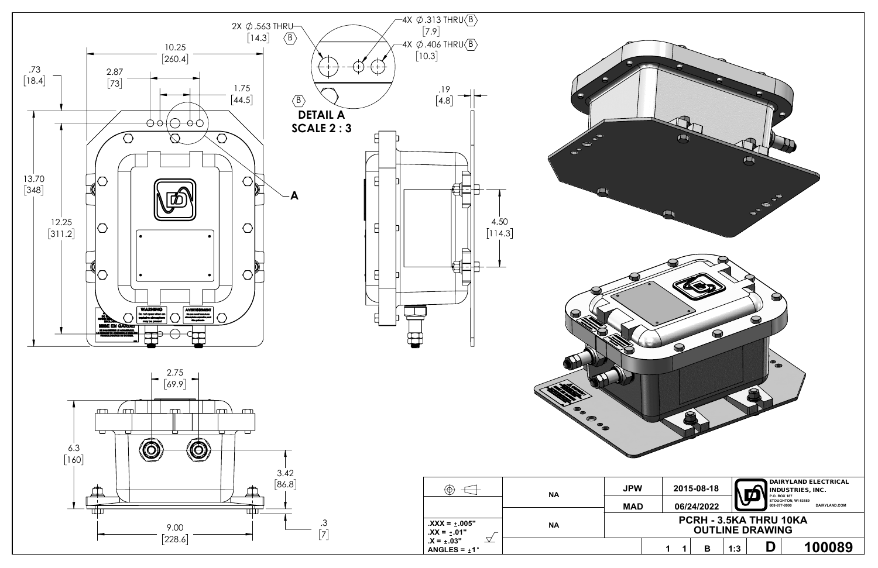2X ∅ .563 THRU [14.3] (B)

4X ∅ .313 THRU (B) [7.9]

4X ∅ .406 THRU (B) [10.3]

(B)

**DETAIL A**
**SCALE 2 : 3**

10.25 [260.4]

.73 [18.4]

2.87 [73]

1.75 [44.5]

13.70 [348]

12.25 [311.2]

A

.19 [4.8]

4.50 [114.3]

2.75 [69.9]

6.3 [160]

3.42 [86.8]

9.00 [228.6]

.3 [7]

WARNING
Do not open when an explosive atmosphere may be present

AVERTISSEMENT

MISE EN GARDE

| | | | | | | | |
|---|---|---|---|---|---|---|---|
| ⊕ ⊲ | NA | JPW | 2015-08-18 | | DAIRYLAND ELECTRICAL INDUSTRIES, INC. P.O. BOX 187 STOUGHTON, WI 53589 608-877-9900 DAIRYLAND.COM | | |
| | | MAD | 06/24/2022 | | | | |
| .XXX = ±.005" .XX = ±.01" .X = ±.03" ANGLES = ±1° | NA | PCRH - 3.5KA THRU 10KA OUTLINE DRAWING | | | | | |
| | | 1 | 1 | B | 1:3 | D | 100089 |